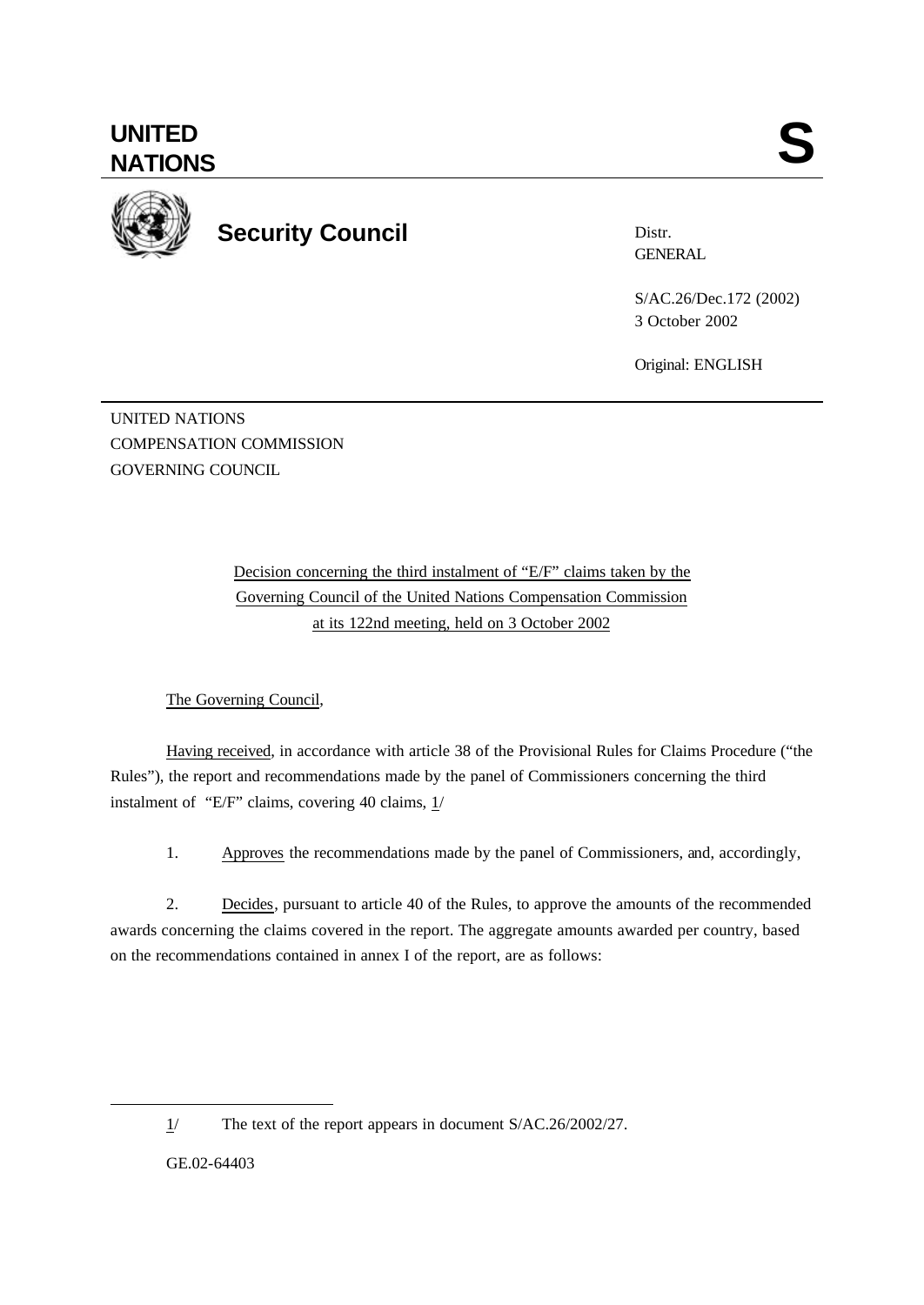# UNITED NATIONS

# S

## Security Council

Distr.
GENERAL

S/AC.26/Dec.172 (2002)
3 October 2002

Original: ENGLISH

UNITED NATIONS
COMPENSATION COMMISSION
GOVERNING COUNCIL

Decision concerning the third instalment of "E/F" claims taken by the Governing Council of the United Nations Compensation Commission at its 122nd meeting, held on 3 October 2002

The Governing Council,

Having received, in accordance with article 38 of the Provisional Rules for Claims Procedure ("the Rules"), the report and recommendations made by the panel of Commissioners concerning the third instalment of "E/F" claims, covering 40 claims, 1/

1. Approves the recommendations made by the panel of Commissioners, and, accordingly,

2. Decides, pursuant to article 40 of the Rules, to approve the amounts of the recommended awards concerning the claims covered in the report. The aggregate amounts awarded per country, based on the recommendations contained in annex I of the report, are as follows:

---

1/ The text of the report appears in document S/AC.26/2002/27.

GE.02-64403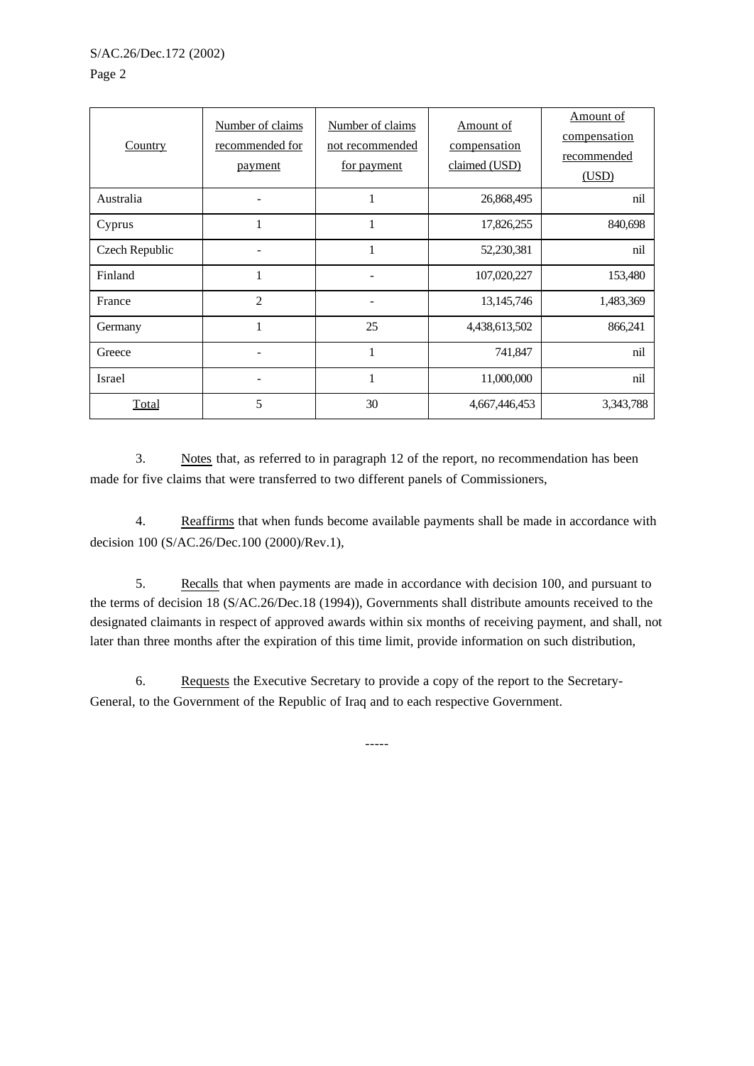| Country | Number of claims recommended for payment | Number of claims not recommended for payment | Amount of compensation claimed (USD) | Amount of compensation recommended (USD) |
| --- | --- | --- | --- | --- |
| Australia | - | 1 | 26,868,495 | nil |
| Cyprus | 1 | 1 | 17,826,255 | 840,698 |
| Czech Republic | - | 1 | 52,230,381 | nil |
| Finland | 1 | - | 107,020,227 | 153,480 |
| France | 2 | - | 13,145,746 | 1,483,369 |
| Germany | 1 | 25 | 4,438,613,502 | 866,241 |
| Greece | - | 1 | 741,847 | nil |
| Israel | - | 1 | 11,000,000 | nil |
| Total | 5 | 30 | 4,667,446,453 | 3,343,788 |

3. Notes that, as referred to in paragraph 12 of the report, no recommendation has been made for five claims that were transferred to two different panels of Commissioners,

4. Reaffirms that when funds become available payments shall be made in accordance with decision 100 (S/AC.26/Dec.100 (2000)/Rev.1),

5. Recalls that when payments are made in accordance with decision 100, and pursuant to the terms of decision 18 (S/AC.26/Dec.18 (1994)), Governments shall distribute amounts received to the designated claimants in respect of approved awards within six months of receiving payment, and shall, not later than three months after the expiration of this time limit, provide information on such distribution,

6. Requests the Executive Secretary to provide a copy of the report to the Secretary-General, to the Government of the Republic of Iraq and to each respective Government.

-----